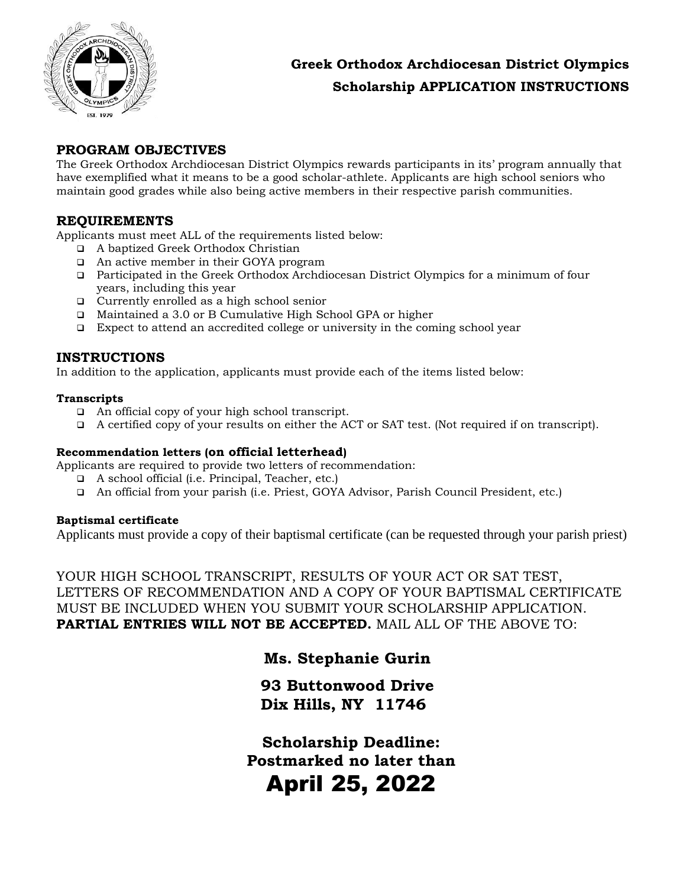# Greek Orthodox Archdiocesan District Olympics
## Scholarship APPLICATION INSTRUCTIONS

### PROGRAM OBJECTIVES

The Greek Orthodox Archdiocesan District Olympics rewards participants in its' program annually that have exemplified what it means to be a good scholar-athlete. Applicants are high school seniors who maintain good grades while also being active members in their respective parish communities.

### REQUIREMENTS

Applicants must meet ALL of the requirements listed below:

- A baptized Greek Orthodox Christian
- An active member in their GOYA program
- Participated in the Greek Orthodox Archdiocesan District Olympics for a minimum of four years, including this year
- Currently enrolled as a high school senior
- Maintained a 3.0 or B Cumulative High School GPA or higher
- Expect to attend an accredited college or university in the coming school year

### INSTRUCTIONS

In addition to the application, applicants must provide each of the items listed below:

**Transcripts**

- An official copy of your high school transcript.
- A certified copy of your results on either the ACT or SAT test. (Not required if on transcript).

**Recommendation letters (on official letterhead)**

Applicants are required to provide two letters of recommendation:

- A school official (i.e. Principal, Teacher, etc.)
- An official from your parish (i.e. Priest, GOYA Advisor, Parish Council President, etc.)

**Baptismal certificate**

Applicants must provide a copy of their baptismal certificate (can be requested through your parish priest)

YOUR HIGH SCHOOL TRANSCRIPT, RESULTS OF YOUR ACT OR SAT TEST, LETTERS OF RECOMMENDATION AND A COPY OF YOUR BAPTISMAL CERTIFICATE MUST BE INCLUDED WHEN YOU SUBMIT YOUR SCHOLARSHIP APPLICATION. **PARTIAL ENTRIES WILL NOT BE ACCEPTED.** MAIL ALL OF THE ABOVE TO:

**Ms. Stephanie Gurin**

**93 Buttonwood Drive**
**Dix Hills, NY 11746**

**Scholarship Deadline:**
**Postmarked no later than**

# April 25, 2022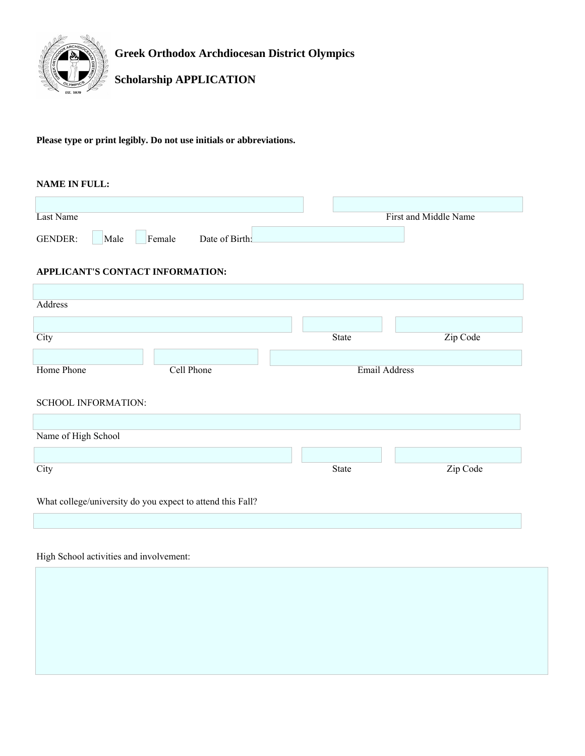# Greek Orthodox Archdiocesan District Olympics

## Scholarship APPLICATION

**Please type or print legibly. Do not use initials or abbreviations.**

**NAME IN FULL:**

Last Name | First and Middle Name

GENDER: ☐ Male ☐ Female Date of Birth:

**APPLICANT'S CONTACT INFORMATION:**

Address

City | State | Zip Code

Home Phone | Cell Phone | Email Address

SCHOOL INFORMATION:

Name of High School

City | State | Zip Code

What college/university do you expect to attend this Fall?

High School activities and involvement: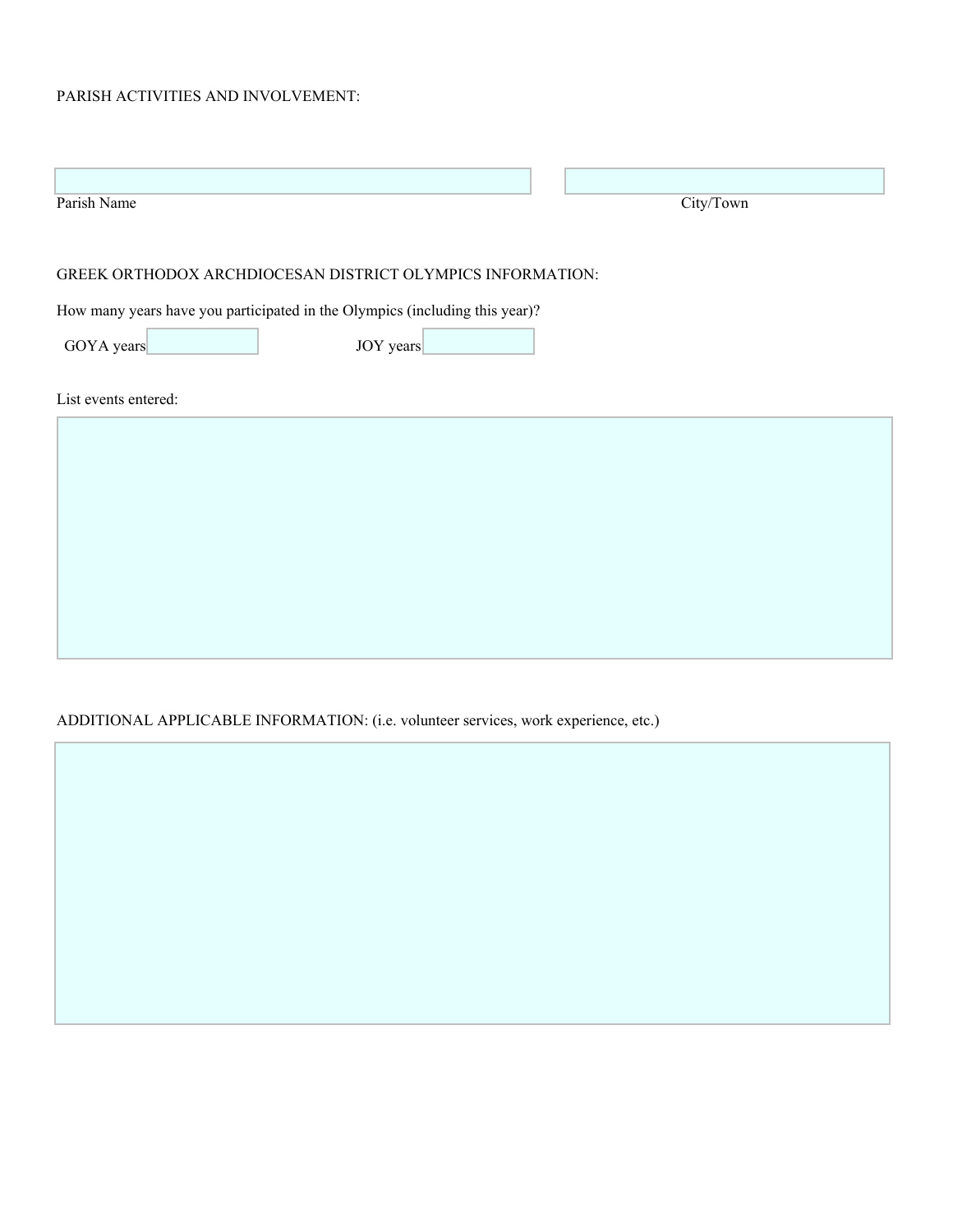PARISH ACTIVITIES AND INVOLVEMENT:

Parish Name

City/Town

GREEK ORTHODOX ARCHDIOCESAN DISTRICT OLYMPICS INFORMATION:

How many years have you participated in the Olympics (including this year)?

GOYA years

JOY years

List events entered:

ADDITIONAL APPLICABLE INFORMATION: (i.e. volunteer services, work experience, etc.)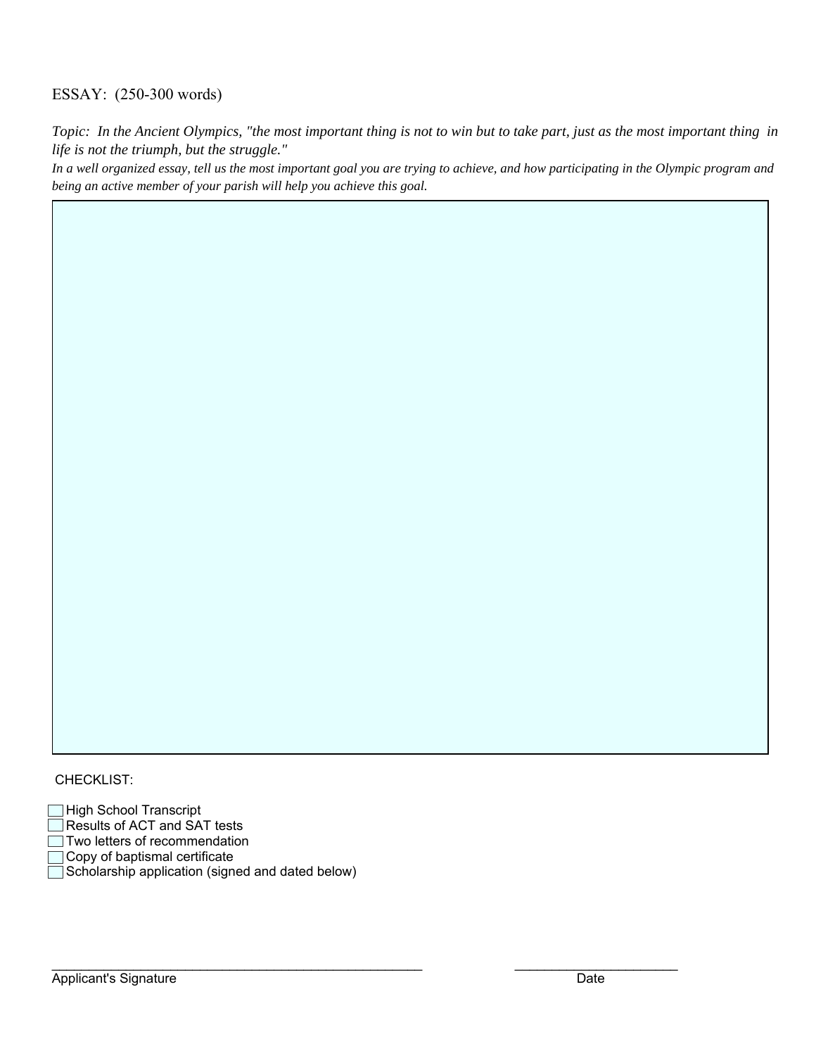ESSAY: (250-300 words)

*Topic: In the Ancient Olympics, "the most important thing is not to win but to take part, just as the most important thing in life is not the triumph, but the struggle."*

*In a well organized essay, tell us the most important goal you are trying to achieve, and how participating in the Olympic program and being an active member of your parish will help you achieve this goal.*

CHECKLIST:

- [ ] High School Transcript
- [ ] Results of ACT and SAT tests
- [ ] Two letters of recommendation
- [ ] Copy of baptismal certificate
- [ ] Scholarship application (signed and dated below)

\_\_\_\_\_\_\_\_\_\_\_\_\_\_\_\_\_\_\_\_\_\_\_\_\_\_\_\_\_\_\_\_\_\_\_\_\_\_\_\_\_\_\_\_\_\_ \_\_\_\_\_\_\_\_\_\_\_\_\_\_\_\_\_\_\_\_\_

Applicant's Signature Date